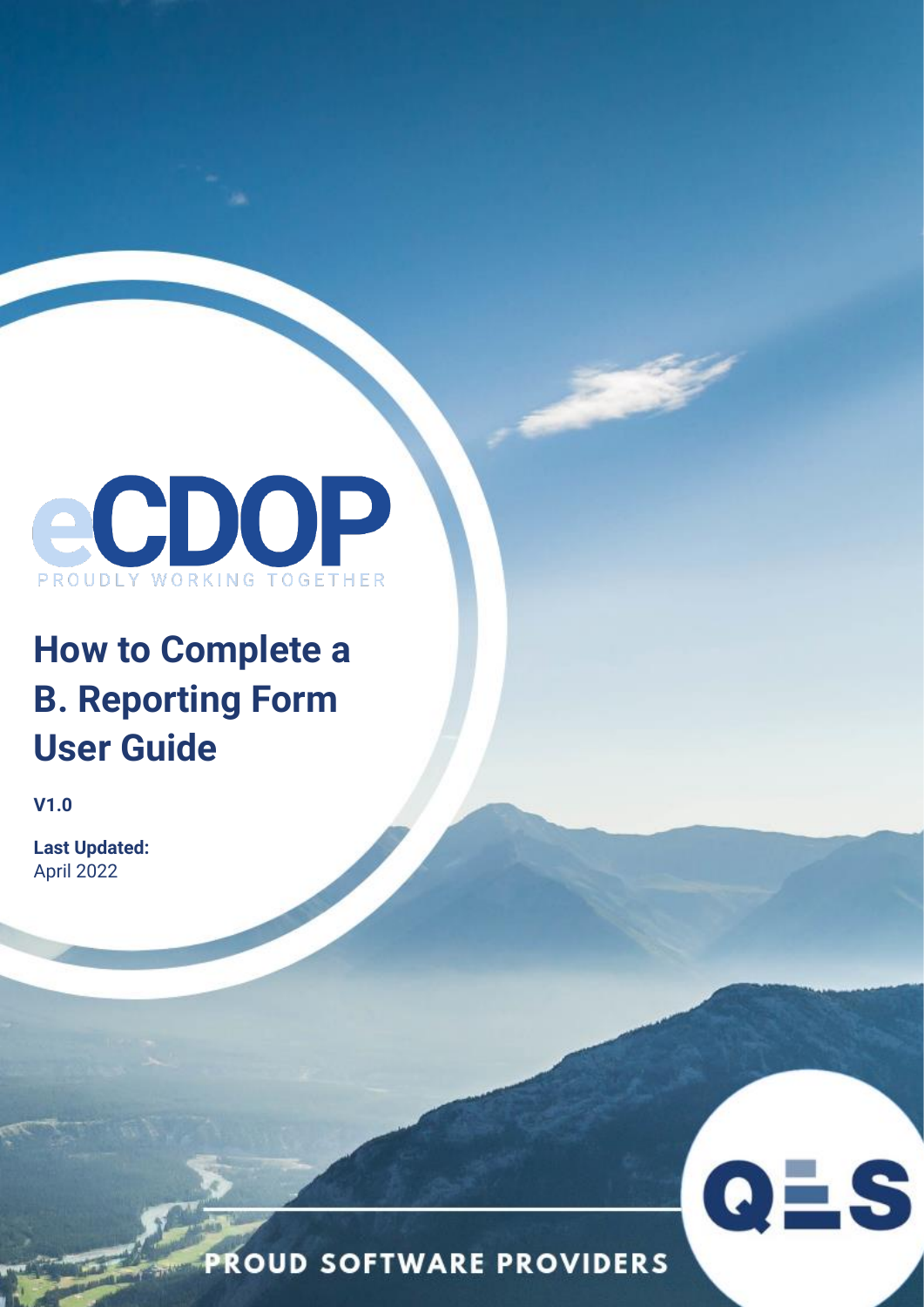eCDOP

PROUDLY WORKING TOGETHER

# How to Complete a B. Reporting Form User Guide

**V1.0**

**Last Updated:**
April 2022

QES

PROUD SOFTWARE PROVIDERS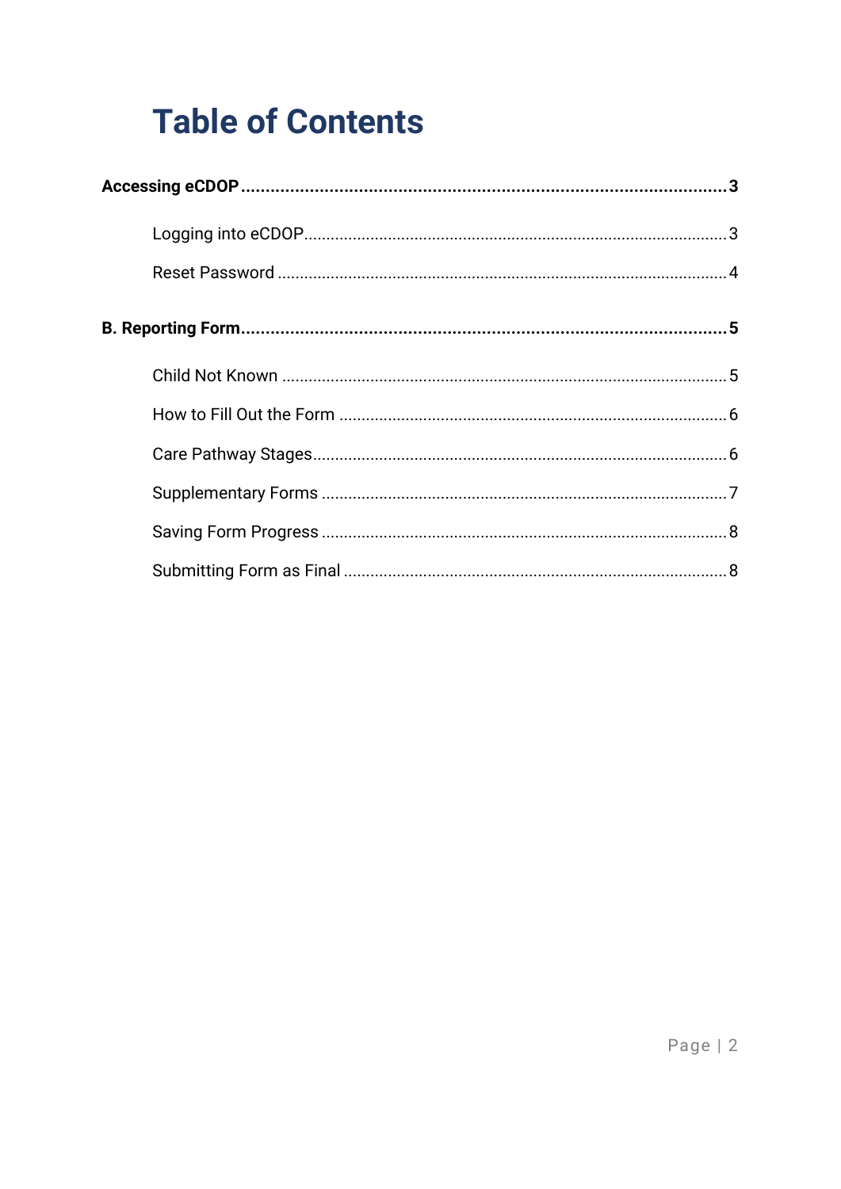# Table of Contents

**Accessing eCDOP** .......... **3**

- Logging into eCDOP .......... 3
- Reset Password .......... 4

**B. Reporting Form** .......... **5**

- Child Not Known .......... 5
- How to Fill Out the Form .......... 6
- Care Pathway Stages .......... 6
- Supplementary Forms .......... 7
- Saving Form Progress .......... 8
- Submitting Form as Final .......... 8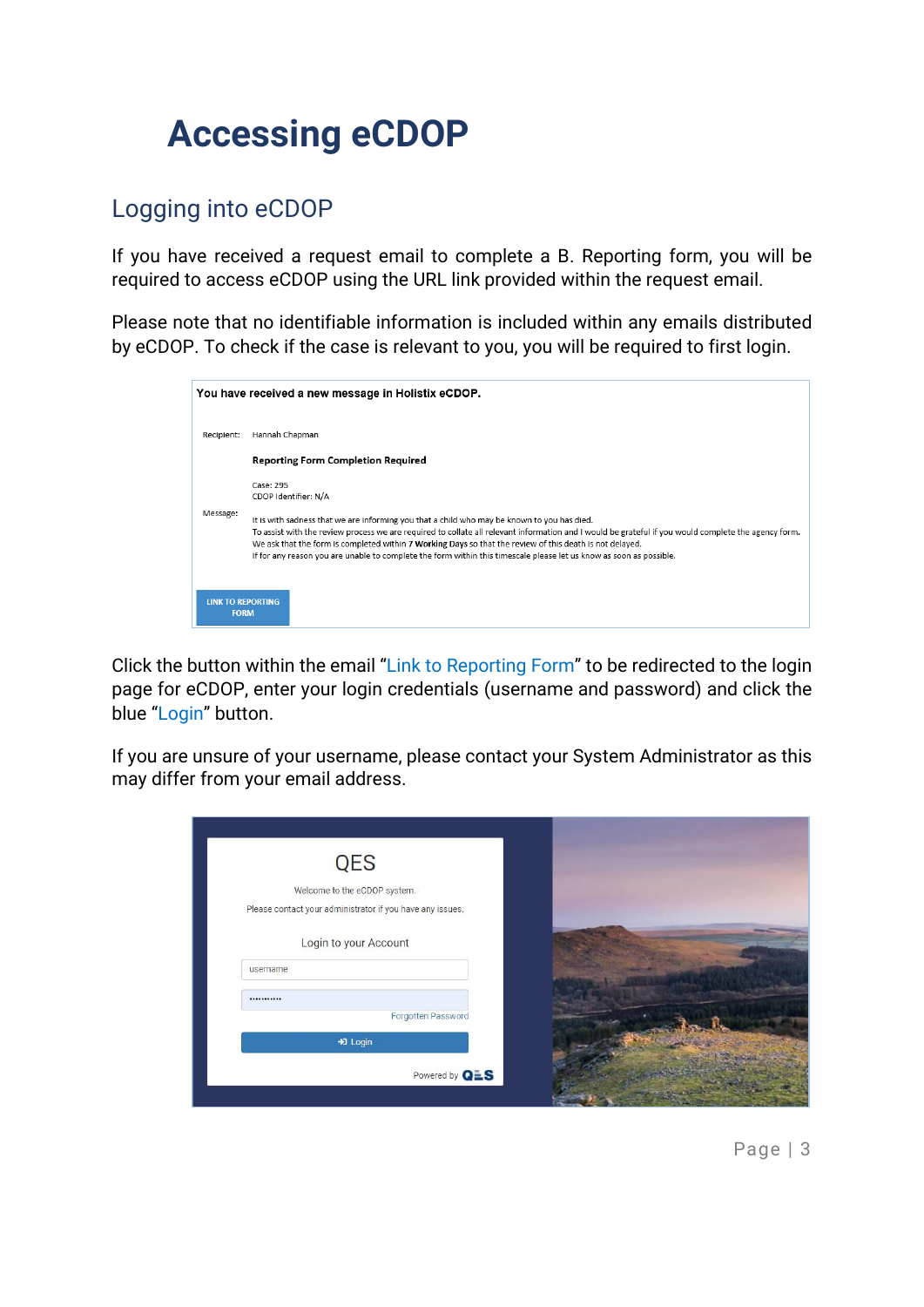# Accessing eCDOP

## Logging into eCDOP

If you have received a request email to complete a B. Reporting form, you will be required to access eCDOP using the URL link provided within the request email.

Please note that no identifiable information is included within any emails distributed by eCDOP. To check if the case is relevant to you, you will be required to first login.

Click the button within the email "Link to Reporting Form" to be redirected to the login page for eCDOP, enter your login credentials (username and password) and click the blue "Login" button.

If you are unsure of your username, please contact your System Administrator as this may differ from your email address.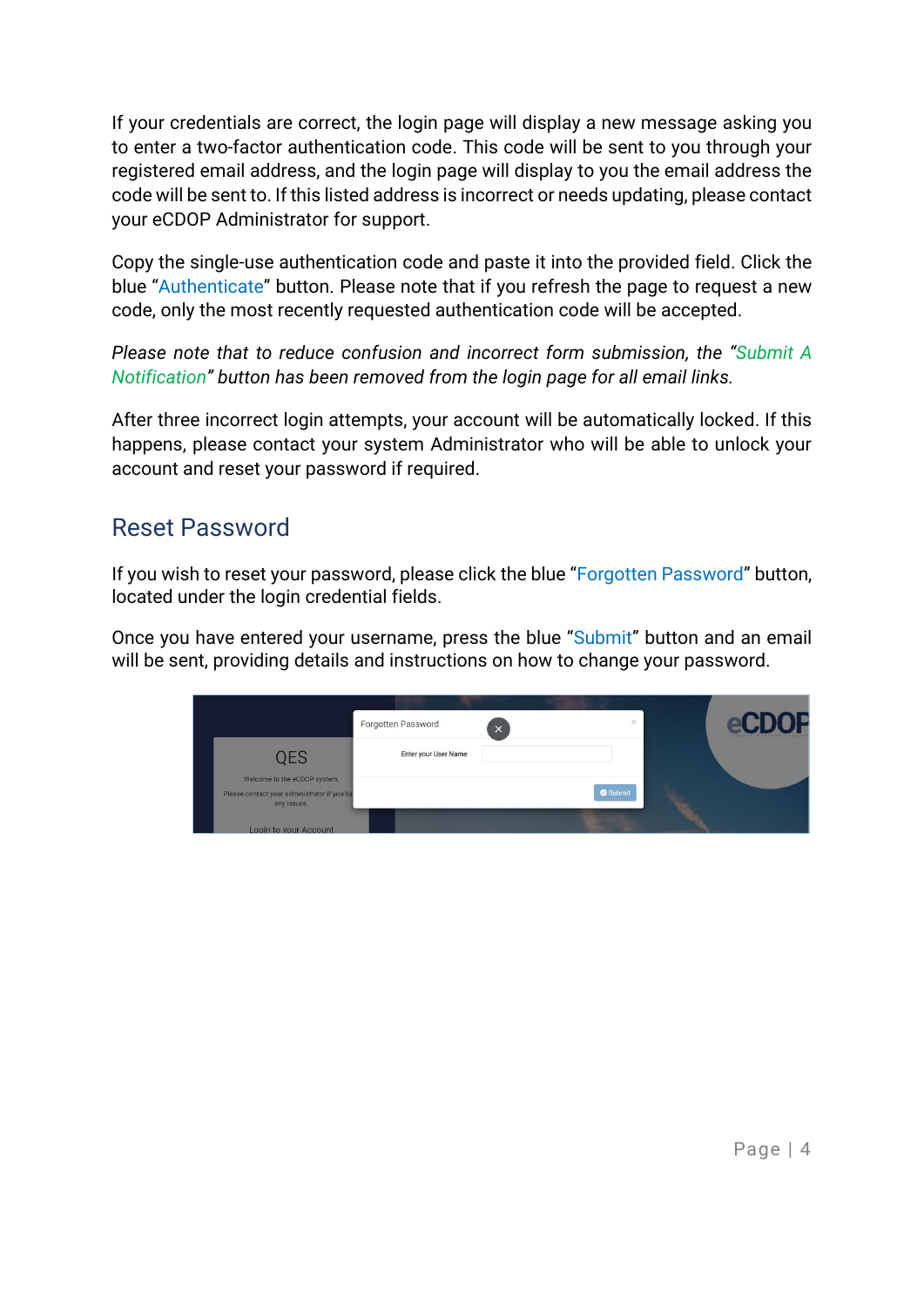If your credentials are correct, the login page will display a new message asking you to enter a two-factor authentication code. This code will be sent to you through your registered email address, and the login page will display to you the email address the code will be sent to. If this listed address is incorrect or needs updating, please contact your eCDOP Administrator for support.

Copy the single-use authentication code and paste it into the provided field. Click the blue "Authenticate" button. Please note that if you refresh the page to request a new code, only the most recently requested authentication code will be accepted.

*Please note that to reduce confusion and incorrect form submission, the "Submit A Notification" button has been removed from the login page for all email links.*

After three incorrect login attempts, your account will be automatically locked. If this happens, please contact your system Administrator who will be able to unlock your account and reset your password if required.

## Reset Password

If you wish to reset your password, please click the blue "Forgotten Password" button, located under the login credential fields.

Once you have entered your username, press the blue "Submit" button and an email will be sent, providing details and instructions on how to change your password.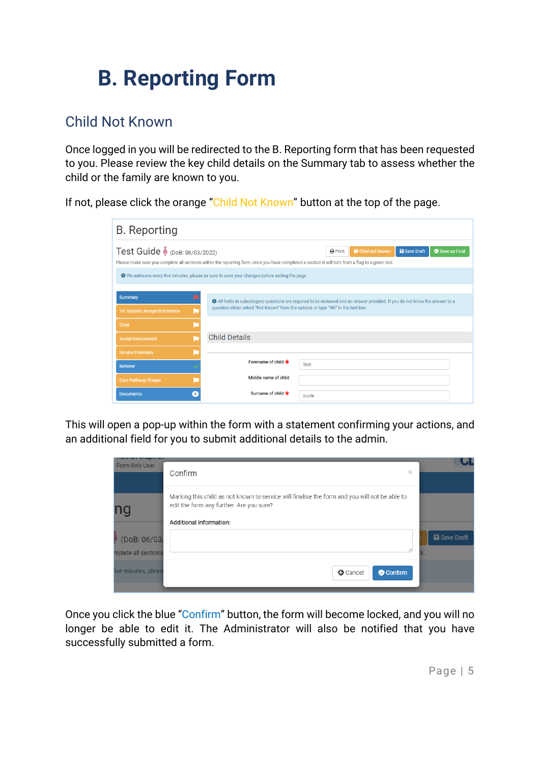# B. Reporting Form

## Child Not Known

Once logged in you will be redirected to the B. Reporting form that has been requested to you. Please review the key child details on the Summary tab to assess whether the child or the family are known to you.

If not, please click the orange "Child Not Known" button at the top of the page.

This will open a pop-up within the form with a statement confirming your actions, and an additional field for you to submit additional details to the admin.

Once you click the blue "Confirm" button, the form will become locked, and you will no longer be able to edit it. The Administrator will also be notified that you have successfully submitted a form.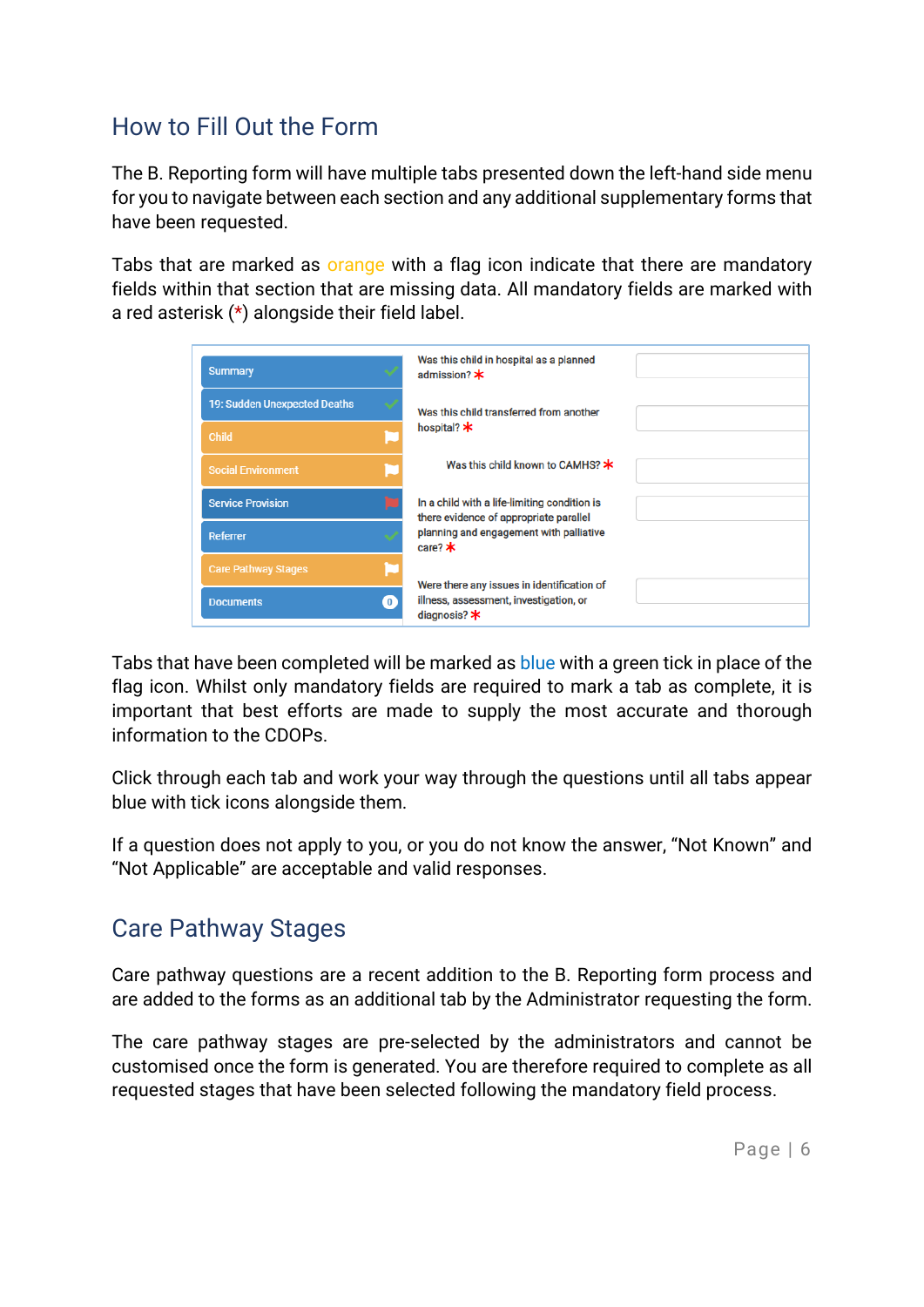## How to Fill Out the Form

The B. Reporting form will have multiple tabs presented down the left-hand side menu for you to navigate between each section and any additional supplementary forms that have been requested.

Tabs that are marked as orange with a flag icon indicate that there are mandatory fields within that section that are missing data. All mandatory fields are marked with a red asterisk (*) alongside their field label.

Tabs that have been completed will be marked as blue with a green tick in place of the flag icon. Whilst only mandatory fields are required to mark a tab as complete, it is important that best efforts are made to supply the most accurate and thorough information to the CDOPs.

Click through each tab and work your way through the questions until all tabs appear blue with tick icons alongside them.

If a question does not apply to you, or you do not know the answer, “Not Known” and “Not Applicable” are acceptable and valid responses.

## Care Pathway Stages

Care pathway questions are a recent addition to the B. Reporting form process and are added to the forms as an additional tab by the Administrator requesting the form.

The care pathway stages are pre-selected by the administrators and cannot be customised once the form is generated. You are therefore required to complete as all requested stages that have been selected following the mandatory field process.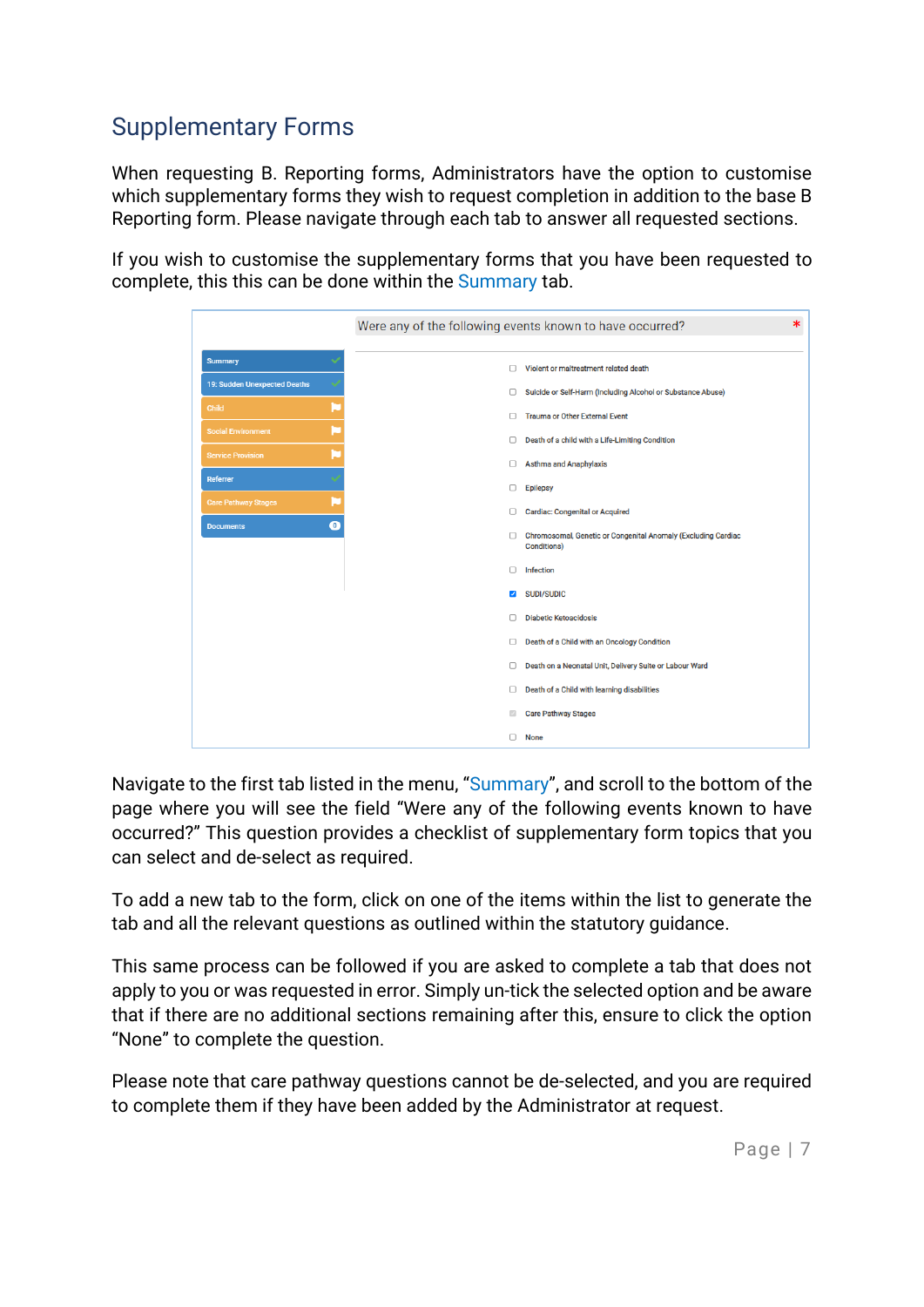## Supplementary Forms

When requesting B. Reporting forms, Administrators have the option to customise which supplementary forms they wish to request completion in addition to the base B Reporting form. Please navigate through each tab to answer all requested sections.

If you wish to customise the supplementary forms that you have been requested to complete, this this can be done within the Summary tab.

Navigate to the first tab listed in the menu, “Summary”, and scroll to the bottom of the page where you will see the field “Were any of the following events known to have occurred?” This question provides a checklist of supplementary form topics that you can select and de-select as required.

To add a new tab to the form, click on one of the items within the list to generate the tab and all the relevant questions as outlined within the statutory guidance.

This same process can be followed if you are asked to complete a tab that does not apply to you or was requested in error. Simply un-tick the selected option and be aware that if there are no additional sections remaining after this, ensure to click the option “None” to complete the question.

Please note that care pathway questions cannot be de-selected, and you are required to complete them if they have been added by the Administrator at request.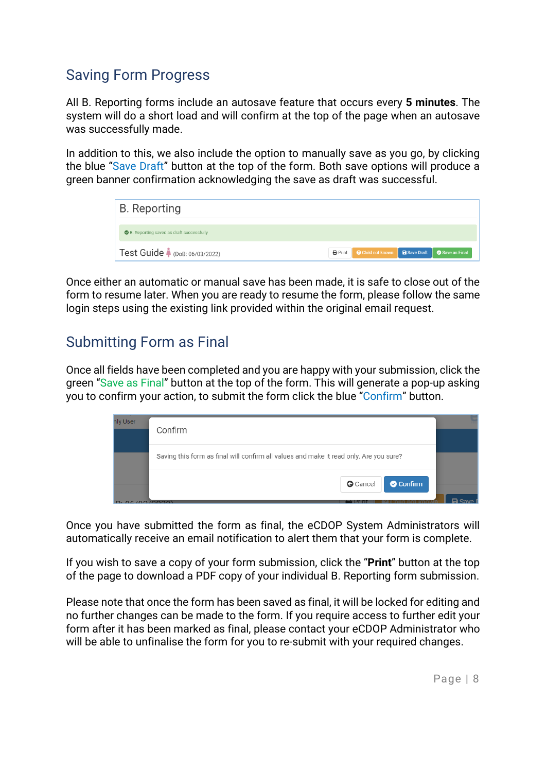## Saving Form Progress

All B. Reporting forms include an autosave feature that occurs every **5 minutes**. The system will do a short load and will confirm at the top of the page when an autosave was successfully made.

In addition to this, we also include the option to manually save as you go, by clicking the blue "Save Draft" button at the top of the form. Both save options will produce a green banner confirmation acknowledging the save as draft was successful.

Once either an automatic or manual save has been made, it is safe to close out of the form to resume later. When you are ready to resume the form, please follow the same login steps using the existing link provided within the original email request.

## Submitting Form as Final

Once all fields have been completed and you are happy with your submission, click the green "Save as Final" button at the top of the form. This will generate a pop-up asking you to confirm your action, to submit the form click the blue "Confirm" button.

Once you have submitted the form as final, the eCDOP System Administrators will automatically receive an email notification to alert them that your form is complete.

If you wish to save a copy of your form submission, click the "**Print**" button at the top of the page to download a PDF copy of your individual B. Reporting form submission.

Please note that once the form has been saved as final, it will be locked for editing and no further changes can be made to the form. If you require access to further edit your form after it has been marked as final, please contact your eCDOP Administrator who will be able to unfinalise the form for you to re-submit with your required changes.